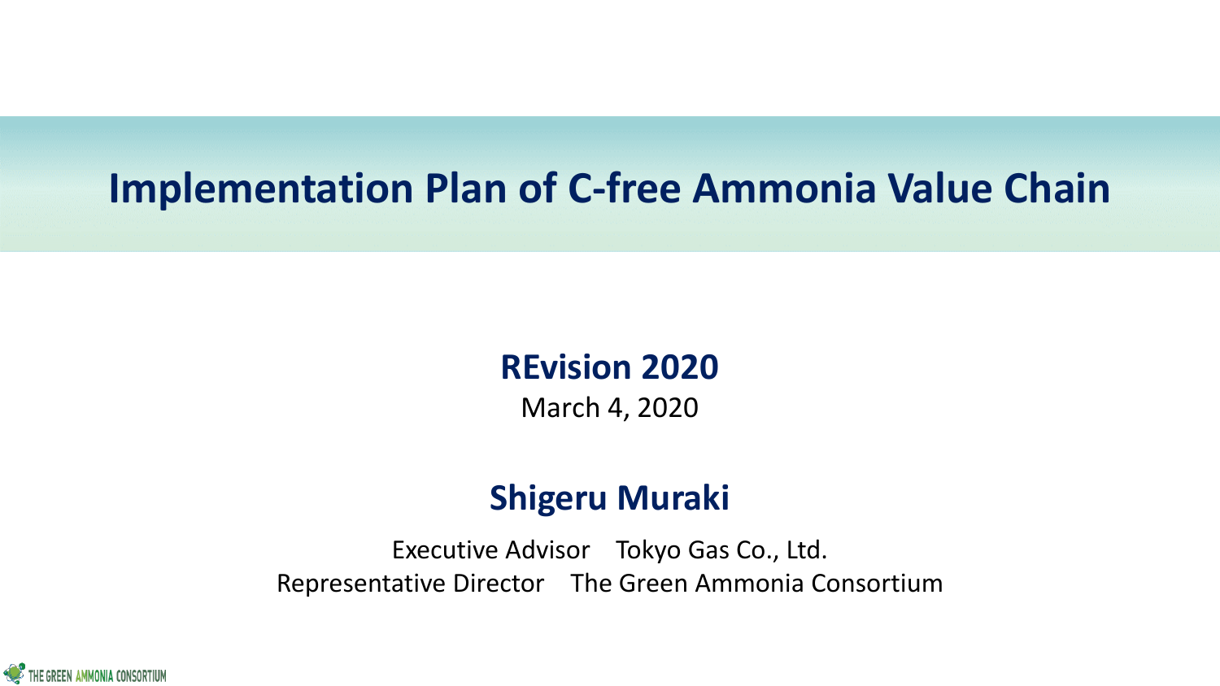# Implementation Plan of C-free Ammonia Value Chain

**REvision 2020**

March 4, 2020

**Shigeru Muraki**

Executive Advisor Tokyo Gas Co., Ltd.

Representative Director The Green Ammonia Consortium

THE GREEN AMMONIA CONSORTIUM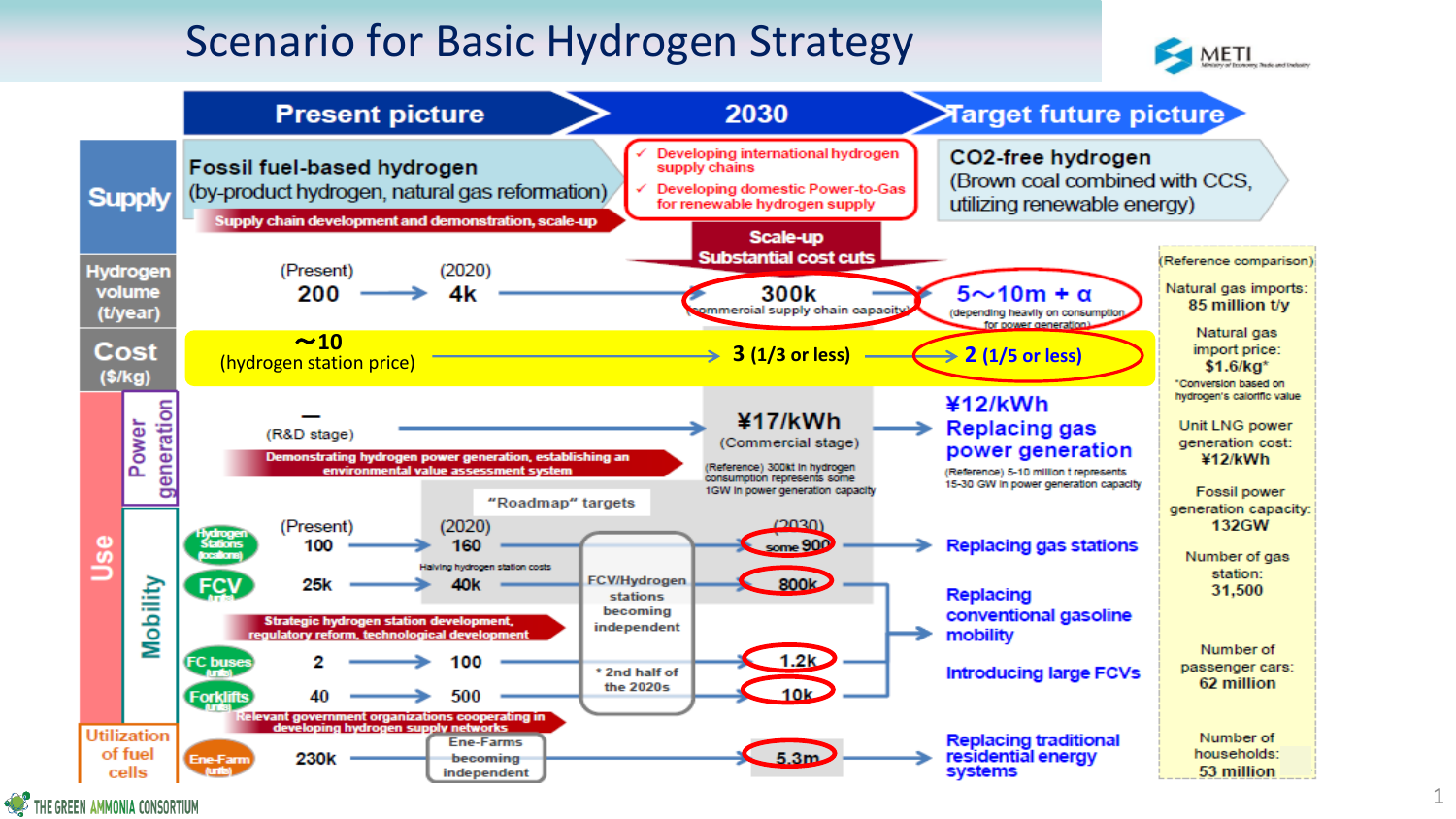# Scenario for Basic Hydrogen Strategy

| | Present picture | | 2030 | Target future picture | (Reference comparison) |
|---|---|---|---|---|---|
| **Supply** | **Fossil fuel-based hydrogen** (by-product hydrogen, natural gas reformation) | | ✓ Developing international hydrogen supply chains ✓ Developing domestic Power-to-Gas for renewable hydrogen supply | **CO2-free hydrogen** (Brown coal combined with CCS, utilizing renewable energy) | |
| | Supply chain development and demonstration, scale-up | | Scale-up Substantial cost cuts | | |
| **Hydrogen volume (t/year)** | (Present) 200 | (2020) 4k | 300k (commercial supply chain capacity) | 5~10m + α (depending heavily on consumption for power generation) | Natural gas imports: 85 million t/y |
| **Cost ($/kg)** | ~10 (hydrogen station price) | | 3 (1/3 or less) | 2 (1/5 or less) | Natural gas import price: $1.6/kg* *Conversion based on hydrogen's calorific value |
| **Use – Power generation** | — (R&D stage) | | ¥17/kWh (Commercial stage) (Reference) 300kt in hydrogen consumption represents some 1GW in power generation capacity | ¥12/kWh Replacing gas power generation (Reference) 5-10 million t represents 15-30 GW in power generation capacity | Unit LNG power generation cost: ¥12/kWh; Fossil power generation capacity: 132GW |
| | Demonstrating hydrogen power generation, establishing an environmental value assessment system | | | | |
| **Use – Mobility** | | "Roadmap" targets | | | |
| Hydrogen Stations (locations) | (Present) 100 | (2020) 160 | (2030) some 900 | Replacing gas stations | Number of gas station: 31,500 |
| FCV (units) | 25k | 40k | 800k | Replacing conventional gasoline mobility | Number of passenger cars: 62 million |
| | Strategic hydrogen station development, regulatory reform, technological development | Halving hydrogen station costs | FCV/Hydrogen stations becoming independent * 2nd half of the 2020s | | |
| FC buses (units) | 2 | 100 | 1.2k | Introducing large FCVs | |
| Forklifts (units) | 40 | 500 | 10k | | |
| | Relevant government organizations cooperating in developing hydrogen supply networks | | | | |
| **Utilization of fuel cells** – Ene-Farm (units) | 230k | Ene-Farms becoming independent | 5.3m | Replacing traditional residential energy systems | Number of households: 53 million |

THE GREEN AMMONIA CONSORTIUM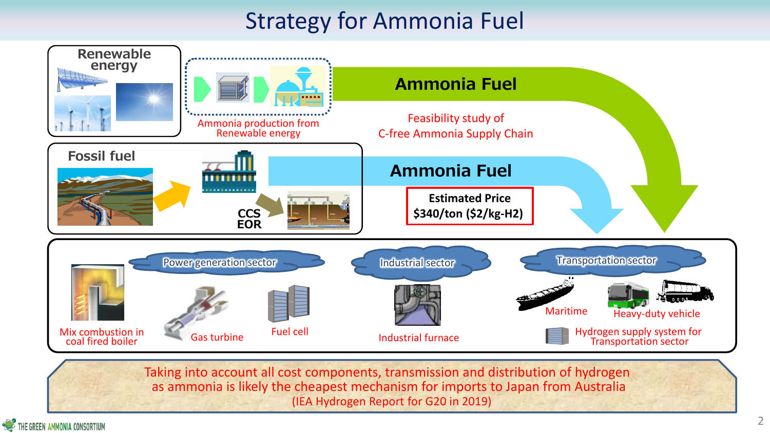# Strategy for Ammonia Fuel

**Renewable energy**

Ammonia production from Renewable energy

**Ammonia Fuel**

Feasibility study of C-free Ammonia Supply Chain

**Fossil fuel**

**CCS EOR**

**Ammonia Fuel**

**Estimated Price $340/ton ($2/kg-H2)**

Power generation sector

- Mix combustion in coal fired boiler
- Gas turbine
- Fuel cell

Industrial sector

- Industrial furnace

Transportation sector

- Maritime
- Heavy-duty vehicle
- Hydrogen supply system for Transportation sector

Taking into account all cost components, transmission and distribution of hydrogen as ammonia is likely the cheapest mechanism for imports to Japan from Australia (IEA Hydrogen Report for G20 in 2019)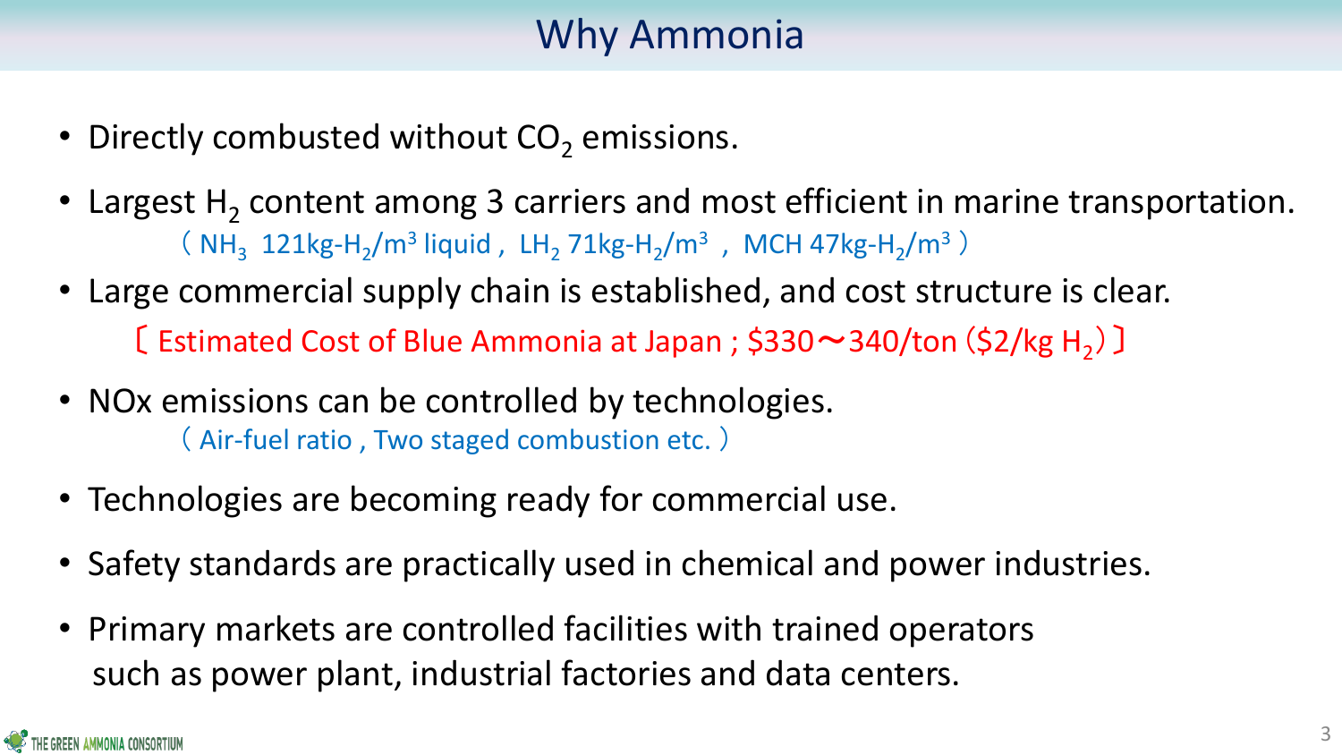# Why Ammonia

- Directly combusted without $CO_2$ emissions.
- Largest $H_2$ content among 3 carriers and most efficient in marine transportation.
  （ $NH_3$ 121kg-$H_2$/$m^3$ liquid , $LH_2$ 71kg-$H_2$/$m^3$ , MCH 47kg-$H_2$/$m^3$ ）
- Large commercial supply chain is established, and cost structure is clear.
  〔 Estimated Cost of Blue Ammonia at Japan ; $330～340/ton ($2/kg $H_2$) 〕
- NOx emissions can be controlled by technologies.
  （ Air-fuel ratio , Two staged combustion etc. ）
- Technologies are becoming ready for commercial use.
- Safety standards are practically used in chemical and power industries.
- Primary markets are controlled facilities with trained operators such as power plant, industrial factories and data centers.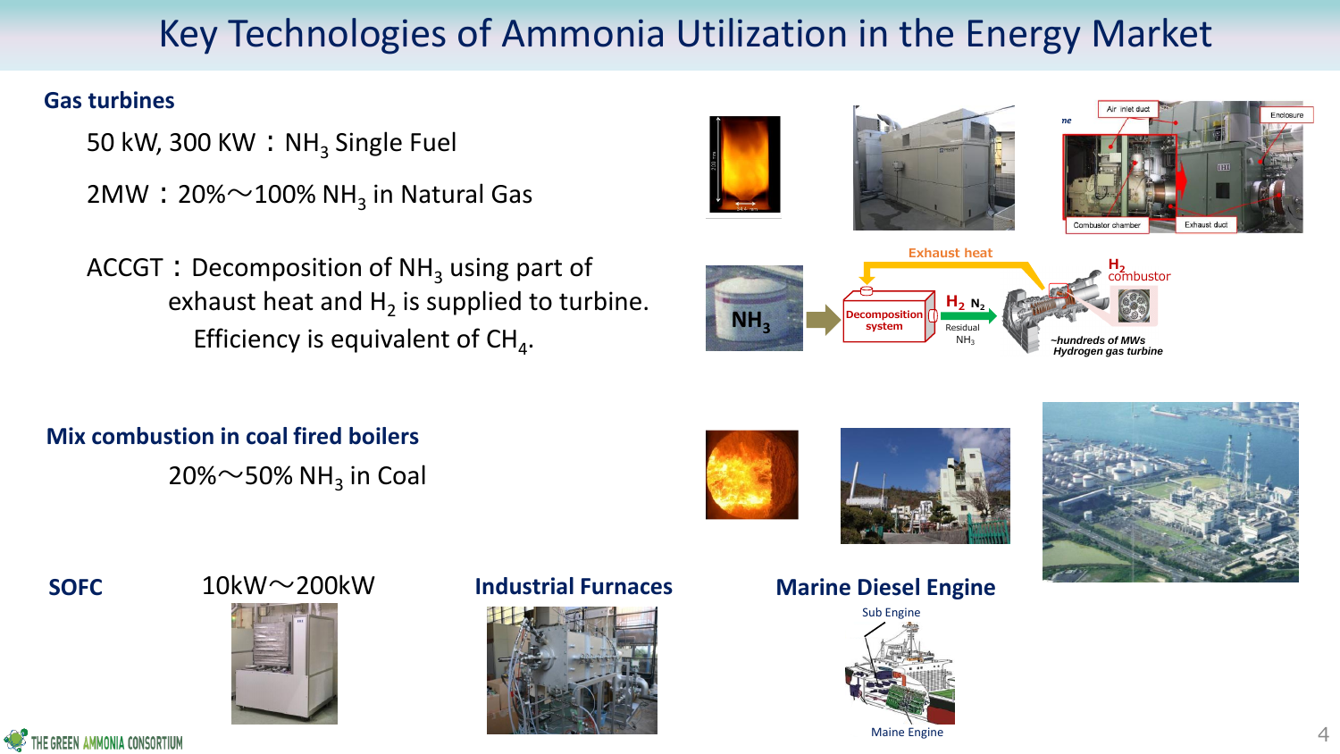# Key Technologies of Ammonia Utilization in the Energy Market

**Gas turbines**

50 kW, 300 KW：$NH_3$ Single Fuel

2MW：20%～100% $NH_3$ in Natural Gas

ACCGT：Decomposition of $NH_3$ using part of exhaust heat and $H_2$ is supplied to turbine. Efficiency is equivalent of $CH_4$.

**Mix combustion in coal fired boilers**

20%～50% $NH_3$ in Coal

**SOFC** 10kW～200kW

**Industrial Furnaces**

**Marine Diesel Engine**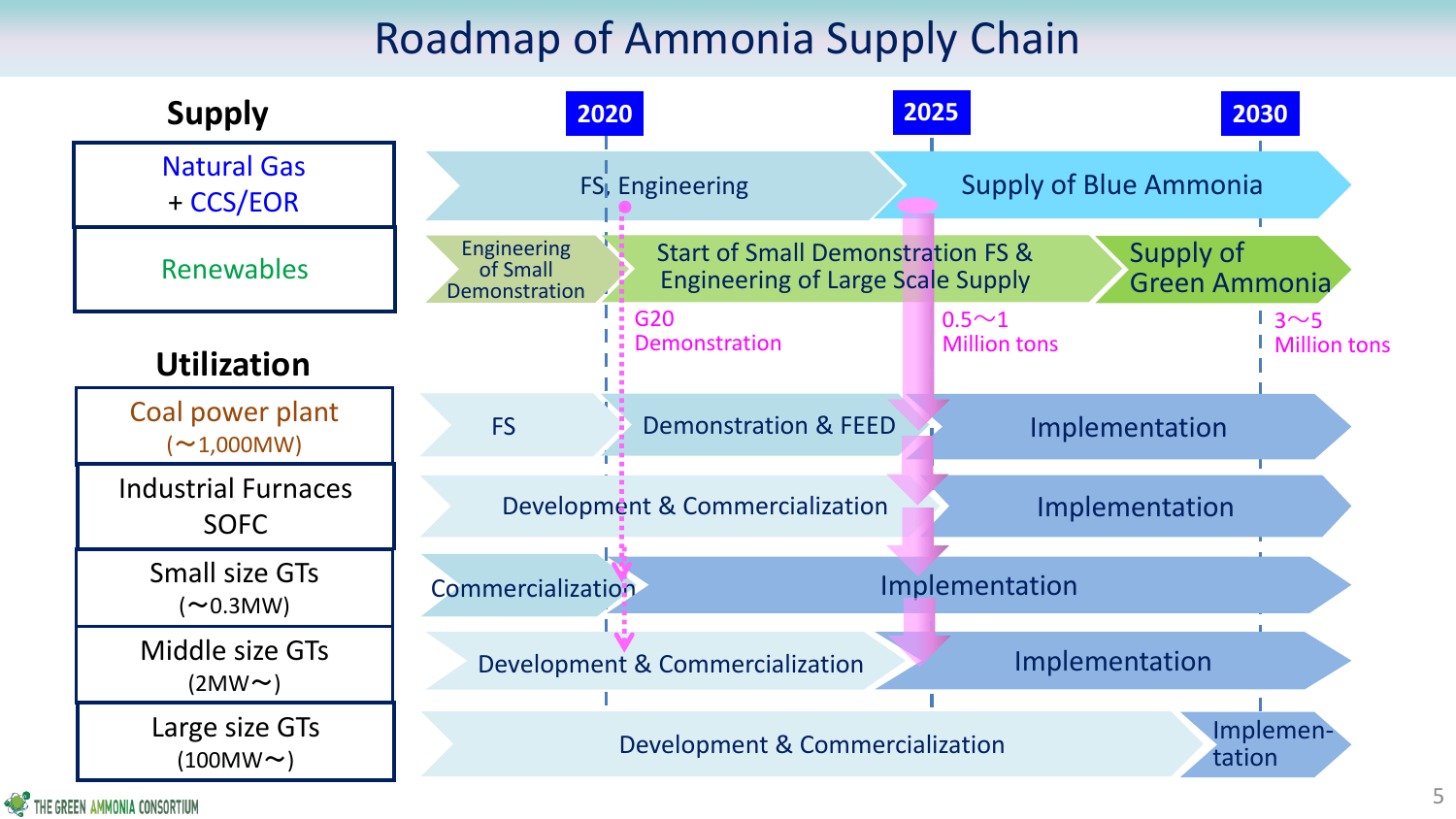# Roadmap of Ammonia Supply Chain

2020
2025
2030

## Supply

**Natural Gas + CCS/EOR**
FS, Engineering
Supply of Blue Ammonia

**Renewables**
Engineering of Small Demonstration
Start of Small Demonstration FS & Engineering of Large Scale Supply
Supply of Green Ammonia

G20 Demonstration
0.5〜1 Million tons
3〜5 Million tons

## Utilization

**Coal power plant (〜1,000MW)**
FS
Demonstration & FEED
Implementation

**Industrial Furnaces SOFC**
Development & Commercialization
Implementation

**Small size GTs (〜0.3MW)**
Commercialization
Implementation

**Middle size GTs (2MW〜)**
Development & Commercialization
Implementation

**Large size GTs (100MW〜)**
Development & Commercialization
Implemen-tation

THE GREEN AMMONIA CONSORTIUM